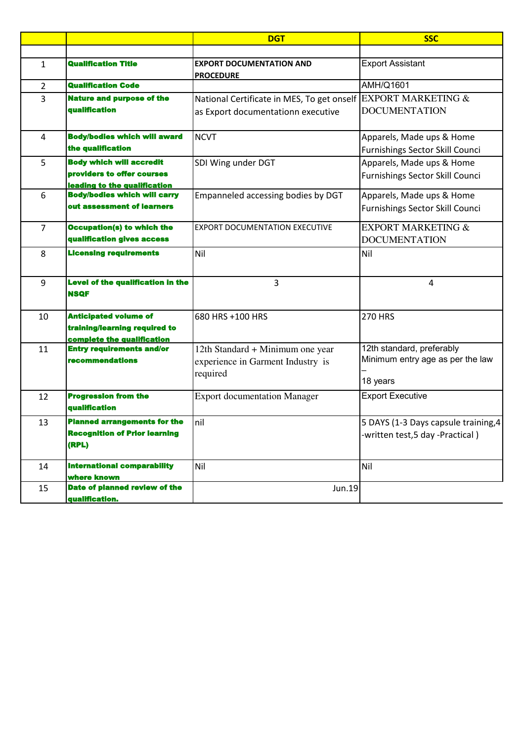| | | DGT | SSC |
|---|---|---|---|
| | | | |
| 1 | **Qualification Title** | **EXPORT DOCUMENTATION AND PROCEDURE** | Export Assistant |
| 2 | **Qualification Code** | | AMH/Q1601 |
| 3 | **Nature and purpose of the qualification** | National Certificate in MES, To get onself as Export documentationn executive | EXPORT MARKETING & DOCUMENTATION |
| 4 | **Body/bodies which will award the qualification** | NCVT | Apparels, Made ups & Home Furnishings Sector Skill Counci |
| 5 | **Body which will accredit providers to offer courses leading to the qualification** | SDI Wing under DGT | Apparels, Made ups & Home Furnishings Sector Skill Counci |
| 6 | **Body/bodies which will carry out assessment of learners** | Empanneled accessing bodies by DGT | Apparels, Made ups & Home Furnishings Sector Skill Counci |
| 7 | **Occupation(s) to which the qualification gives access** | EXPORT DOCUMENTATION EXECUTIVE | EXPORT MARKETING & DOCUMENTATION |
| 8 | **Licensing requirements** | Nil | Nil |
| 9 | **Level of the qualification in the NSQF** | 3 | 4 |
| 10 | **Anticipated volume of training/learning required to complete the qualification** | 680 HRS +100 HRS | 270 HRS |
| 11 | **Entry requirements and/or recommendations** | 12th Standard + Minimum one year experience in Garment Industry is required | 12th standard, preferably Minimum entry age as per the law – 18 years |
| 12 | **Progression from the qualification** | Export documentation Manager | Export Executive |
| 13 | **Planned arrangements for the Recognition of Prior learning (RPL)** | nil | 5 DAYS (1-3 Days capsule training,4 -written test,5 day -Practical ) |
| 14 | **International comparability where known** | Nil | Nil |
| 15 | **Date of planned review of the qualification.** | Jun.19 | |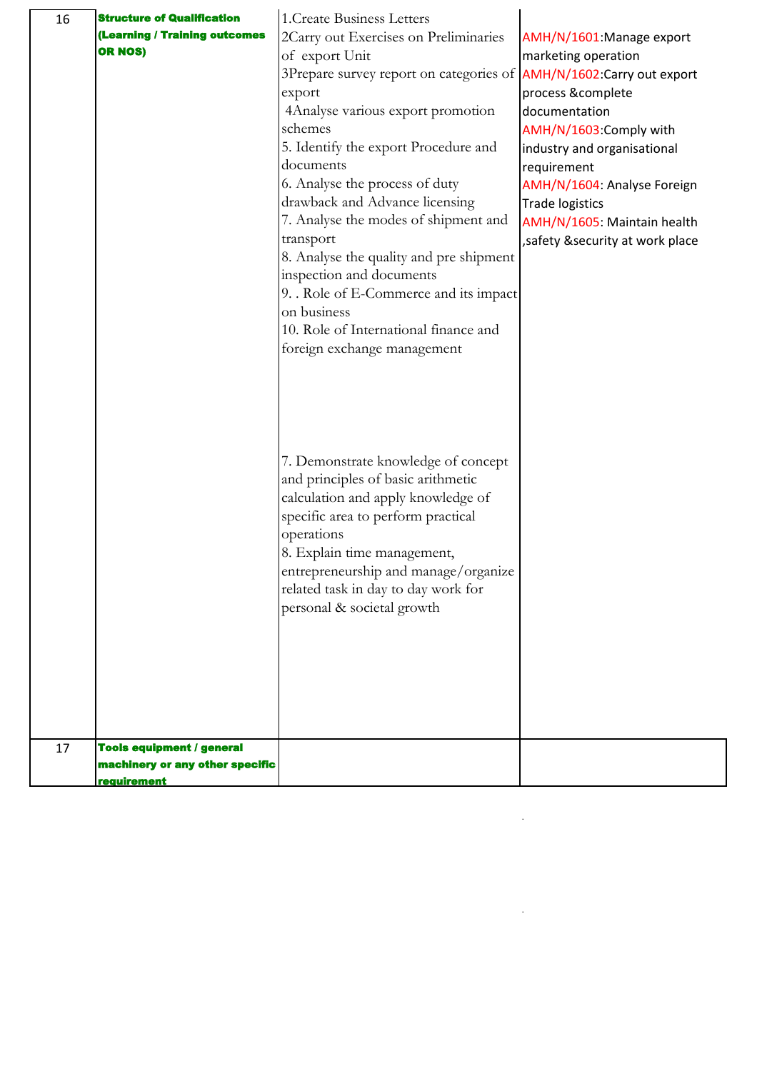| 16 | Structure of Qualification (Learning / Training outcomes OR NOS) | 1.Create Business Letters<br>2Carry out Exercises on Preliminaries of export Unit<br>3Prepare survey report on categories of export<br>4Analyse various export promotion schemes<br>5. Identify the export Procedure and documents<br>6. Analyse the process of duty drawback and Advance licensing<br>7. Analyse the modes of shipment and transport<br>8. Analyse the quality and pre shipment inspection and documents<br>9. . Role of E-Commerce and its impact on business<br>10. Role of International finance and foreign exchange management<br><br>7. Demonstrate knowledge of concept and principles of basic arithmetic calculation and apply knowledge of specific area to perform practical operations<br>8. Explain time management, entrepreneurship and manage/organize related task in day to day work for personal & societal growth | AMH/N/1601:Manage export marketing operation<br>AMH/N/1602:Carry out export process &complete documentation<br>AMH/N/1603:Comply with industry and organisational requirement<br>AMH/N/1604: Analyse Foreign Trade logistics<br>AMH/N/1605: Maintain health ,safety &security at work place |
|---|---|---|---|
| 17 | Tools equipment / general machinery or any other specific requirement | | |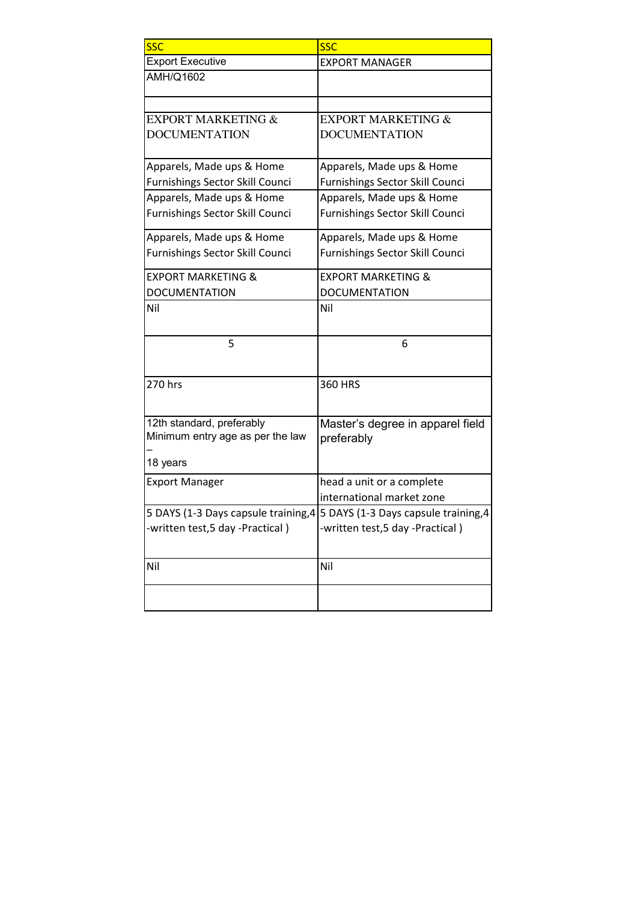| SSC | SSC |
|---|---|
| Export Executive | EXPORT MANAGER |
| AMH/Q1602 | |
| | |
| EXPORT MARKETING & DOCUMENTATION | EXPORT MARKETING & DOCUMENTATION |
| Apparels, Made ups & Home Furnishings Sector Skill Counci | Apparels, Made ups & Home Furnishings Sector Skill Counci |
| Apparels, Made ups & Home Furnishings Sector Skill Counci | Apparels, Made ups & Home Furnishings Sector Skill Counci |
| Apparels, Made ups & Home Furnishings Sector Skill Counci | Apparels, Made ups & Home Furnishings Sector Skill Counci |
| EXPORT MARKETING & DOCUMENTATION | EXPORT MARKETING & DOCUMENTATION |
| Nil | Nil |
| 5 | 6 |
| 270 hrs | 360 HRS |
| 12th standard, preferably Minimum entry age as per the law – 18 years | Master's degree in apparel field preferably |
| Export Manager | head a unit or a complete international market zone |
| 5 DAYS (1-3 Days capsule training,4 -written test,5 day -Practical ) | 5 DAYS (1-3 Days capsule training,4 -written test,5 day -Practical ) |
| Nil | Nil |
| | |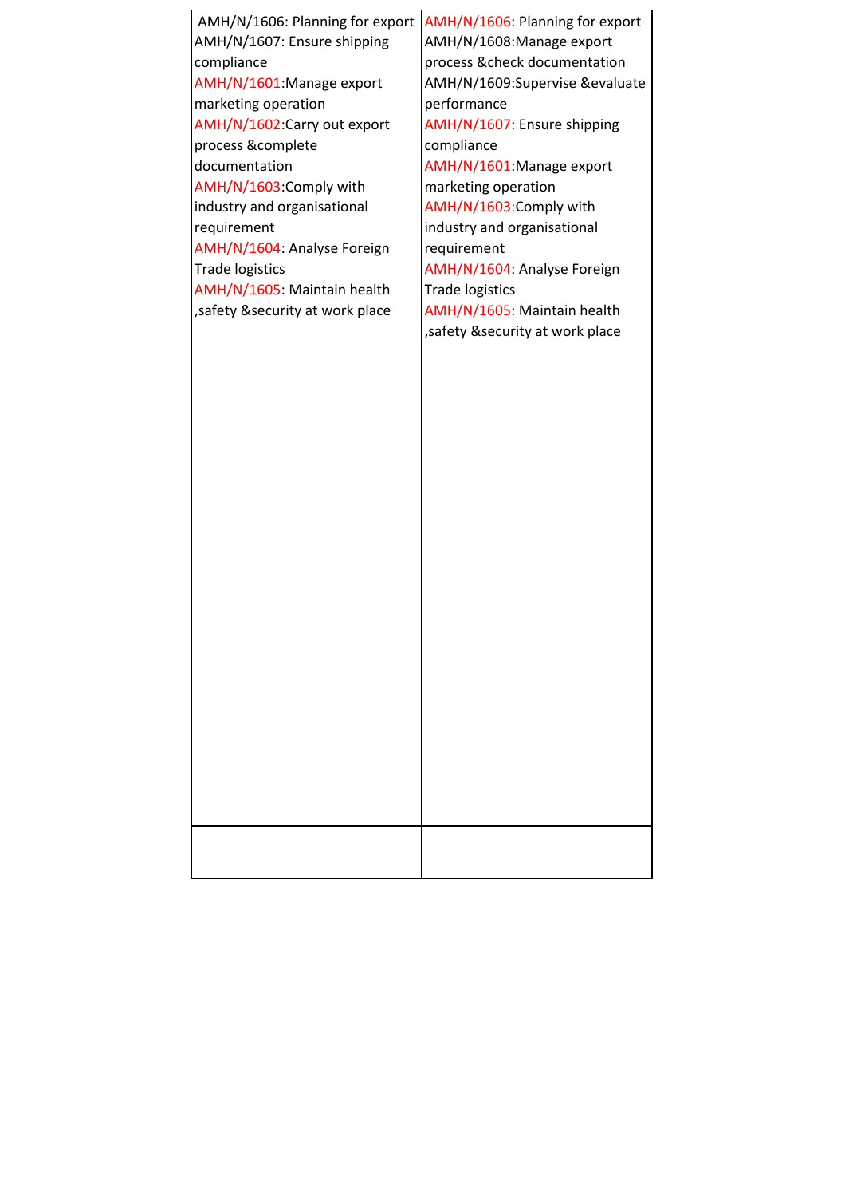| | |
|---|---|
| AMH/N/1606: Planning for export<br>AMH/N/1607: Ensure shipping compliance<br>AMH/N/1601:Manage export marketing operation<br>AMH/N/1602:Carry out export process &complete documentation<br>AMH/N/1603:Comply with industry and organisational requirement<br>AMH/N/1604: Analyse Foreign Trade logistics<br>AMH/N/1605: Maintain health ,safety &security at work place | AMH/N/1606: Planning for export<br>AMH/N/1608:Manage export process &check documentation<br>AMH/N/1609:Supervise &evaluate performance<br>AMH/N/1607: Ensure shipping compliance<br>AMH/N/1601:Manage export marketing operation<br>AMH/N/1603:Comply with industry and organisational requirement<br>AMH/N/1604: Analyse Foreign Trade logistics<br>AMH/N/1605: Maintain health ,safety &security at work place |
| | |